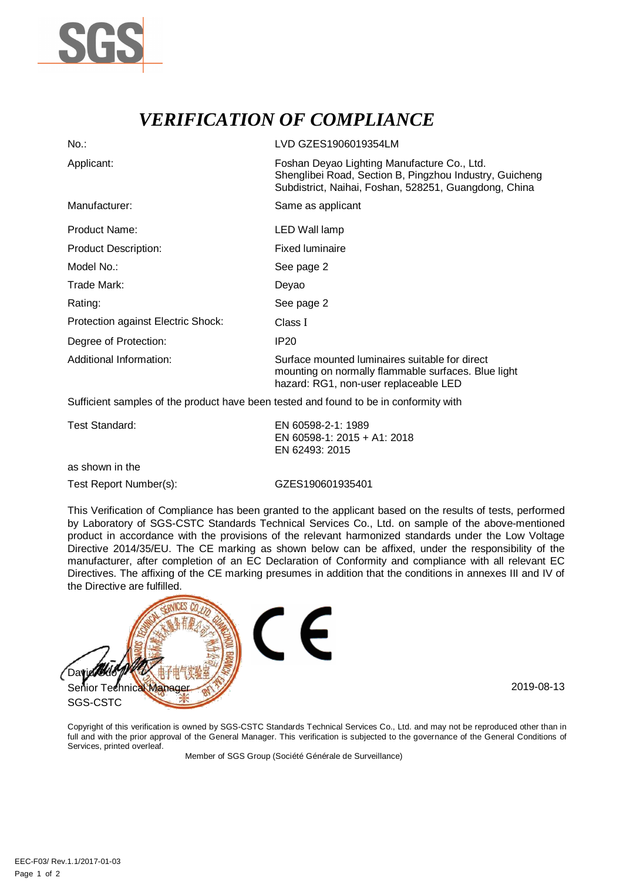# *VERIFICATION OF COMPLIANCE*

| | |
|---|---|
| No.: | LVD GZES1906019354LM |
| Applicant: | Foshan Deyao Lighting Manufacture Co., Ltd. Shenglibei Road, Section B, Pingzhou Industry, Guicheng Subdistrict, Naihai, Foshan, 528251, Guangdong, China |
| Manufacturer: | Same as applicant |
| Product Name: | LED Wall lamp |
| Product Description: | Fixed luminaire |
| Model No.: | See page 2 |
| Trade Mark: | Deyao |
| Rating: | See page 2 |
| Protection against Electric Shock: | Class I |
| Degree of Protection: | IP20 |
| Additional Information: | Surface mounted luminaires suitable for direct mounting on normally flammable surfaces. Blue light hazard: RG1, non-user replaceable LED |

Sufficient samples of the product have been tested and found to be in conformity with

| | |
|---|---|
| Test Standard: | EN 60598-2-1: 1989<br>EN 60598-1: 2015 + A1: 2018<br>EN 62493: 2015 |

as shown in the

| | |
|---|---|
| Test Report Number(s): | GZES190601935401 |

This Verification of Compliance has been granted to the applicant based on the results of tests, performed by Laboratory of SGS-CSTC Standards Technical Services Co., Ltd. on sample of the above-mentioned product in accordance with the provisions of the relevant harmonized standards under the Low Voltage Directive 2014/35/EU. The CE marking as shown below can be affixed, under the responsibility of the manufacturer, after completion of an EC Declaration of Conformity and compliance with all relevant EC Directives. The affixing of the CE marking presumes in addition that the conditions in annexes III and IV of the Directive are fulfilled.

David Guo
Senior Technical Manager
SGS-CSTC

2019-08-13

Copyright of this verification is owned by SGS-CSTC Standards Technical Services Co., Ltd. and may not be reproduced other than in full and with the prior approval of the General Manager. This verification is subjected to the governance of the General Conditions of Services, printed overleaf.

Member of SGS Group (Société Générale de Surveillance)

EEC-F03/ Rev.1.1/2017-01-03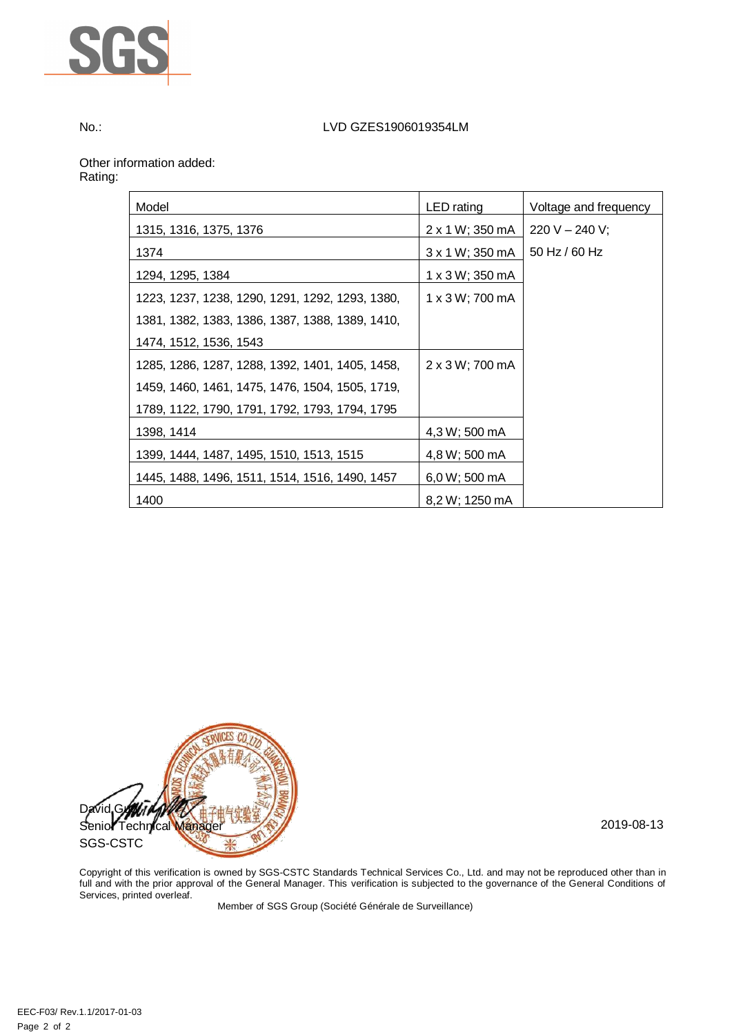No.: LVD GZES1906019354LM

Other information added:
Rating:

| Model | LED rating | Voltage and frequency |
|---|---|---|
| 1315, 1316, 1375, 1376 | 2 x 1 W; 350 mA | 220 V – 240 V; 50 Hz / 60 Hz |
| 1374 | 3 x 1 W; 350 mA | |
| 1294, 1295, 1384 | 1 x 3 W; 350 mA | |
| 1223, 1237, 1238, 1290, 1291, 1292, 1293, 1380, 1381, 1382, 1383, 1386, 1387, 1388, 1389, 1410, 1474, 1512, 1536, 1543 | 1 x 3 W; 700 mA | |
| 1285, 1286, 1287, 1288, 1392, 1401, 1405, 1458, 1459, 1460, 1461, 1475, 1476, 1504, 1505, 1719, 1789, 1122, 1790, 1791, 1792, 1793, 1794, 1795 | 2 x 3 W; 700 mA | |
| 1398, 1414 | 4,3 W; 500 mA | |
| 1399, 1444, 1487, 1495, 1510, 1513, 1515 | 4,8 W; 500 mA | |
| 1445, 1488, 1496, 1511, 1514, 1516, 1490, 1457 | 6,0 W; 500 mA | |
| 1400 | 8,2 W; 1250 mA | |

David Gu
Senior Technical Manager
SGS-CSTC

2019-08-13

Copyright of this verification is owned by SGS-CSTC Standards Technical Services Co., Ltd. and may not be reproduced other than in full and with the prior approval of the General Manager. This verification is subjected to the governance of the General Conditions of Services, printed overleaf.

Member of SGS Group (Société Générale de Surveillance)

EEC-F03/ Rev.1.1/2017-01-03